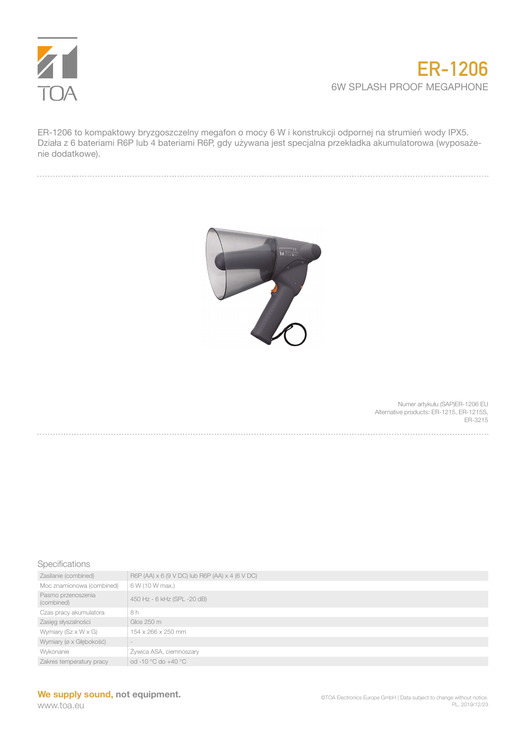# ER-1206

## 6W SPLASH PROOF MEGAPHONE

ER-1206 to kompaktowy bryzgoszczelny megafon o mocy 6 W i konstrukcji odpornej na strumień wody IPX5. Działa z 6 bateriami R6P lub 4 bateriami R6P, gdy używana jest specjalna przekładka akumulatorowa (wyposażenie dodatkowe).

Numer artykułu (SAP)ER-1206 EU
Alternative products: ER-1215, ER-1215S, ER-3215

### Specifications

| | |
|---|---|
| Zasilanie (combined) | R6P (AA) x 6 (9 V DC) lub R6P (AA) x 4 (6 V DC) |
| Moc znamionowa (combined) | 6 W (10 W max.) |
| Pasmo przenoszenia (combined) | 450 Hz - 6 kHz (SPL -20 dB) |
| Czas pracy akumulatora | 8 h |
| Zasięg słyszalności | Głos 250 m |
| Wymiary (Sz x W x G) | 154 x 266 x 250 mm |
| Wymiary (ø x Głębokość) | - |
| Wykonanie | Żywica ASA, ciemnoszary |
| Zakres temperatury pracy | od -10 °C do +40 °C |

**We supply sound, not equipment.**
www.toa.eu

©TOA Electronics Europe GmbH | Data subject to change without notice.
PL, 2019/12/23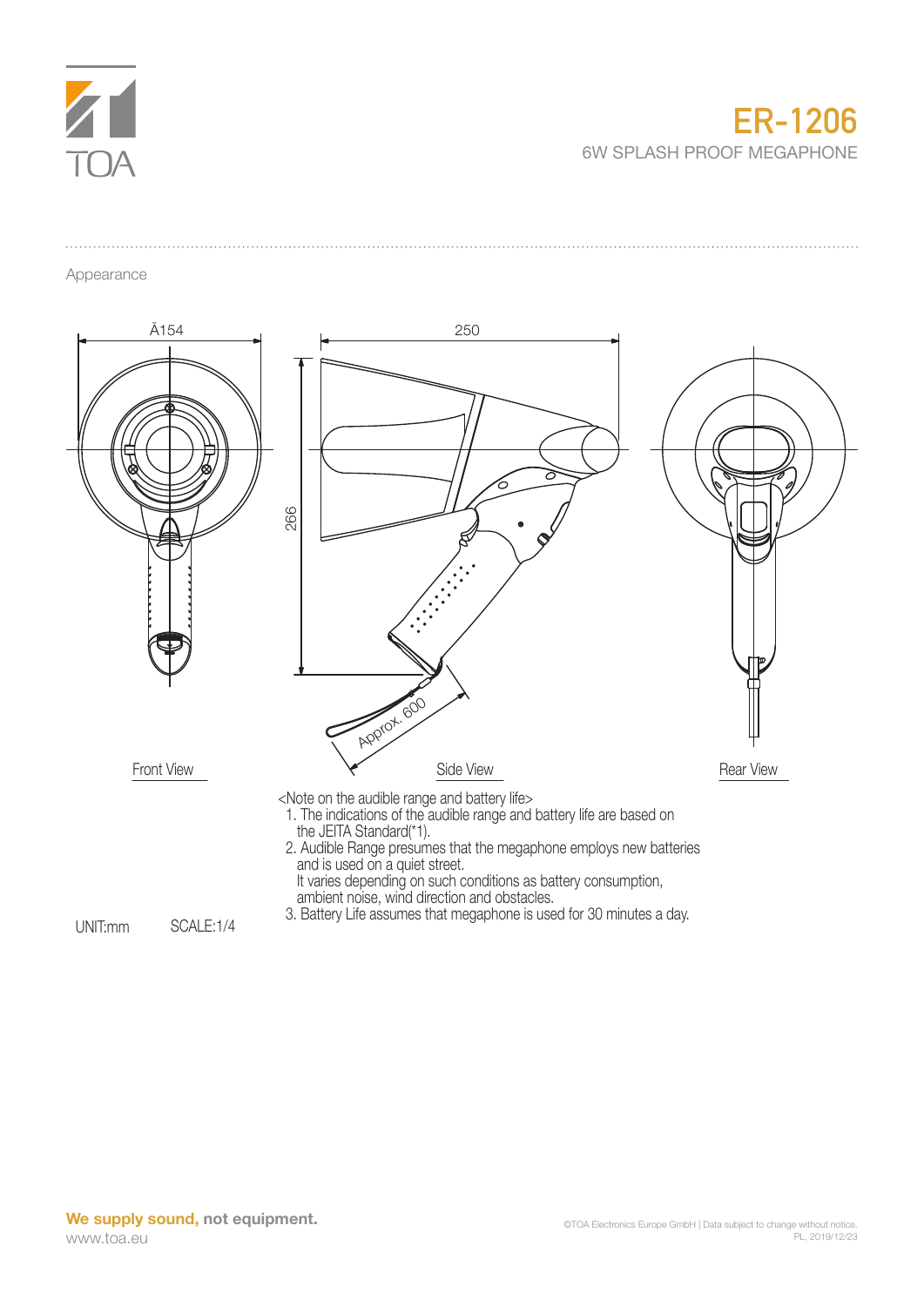# ER-1206

6W SPLASH PROOF MEGAPHONE

Appearance

Ă154

250

266

Approx. 600

Front View

Side View

Rear View

UNIT:mm SCALE:1/4

<Note on the audible range and battery life>

1. The indications of the audible range and battery life are based on the JEITA Standard(*1).
2. Audible Range presumes that the megaphone employs new batteries and is used on a quiet street.
   It varies depending on such conditions as battery consumption, ambient noise, wind direction and obstacles.
3. Battery Life assumes that megaphone is used for 30 minutes a day.

**We supply sound, not equipment.**
www.toa.eu

©TOA Electronics Europe GmbH | Data subject to change without notice.
PL, 2019/12/23